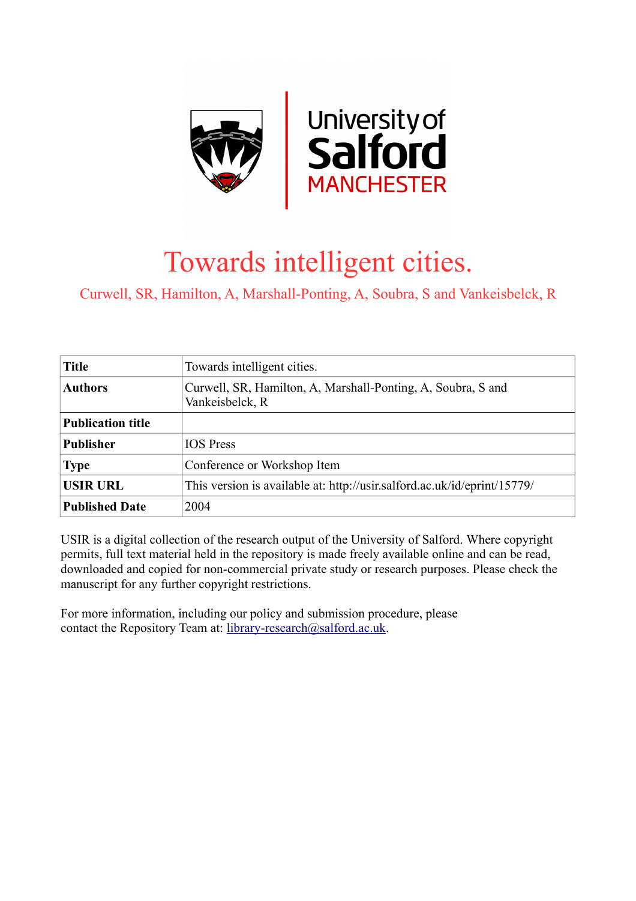# Towards intelligent cities.

Curwell, SR, Hamilton, A, Marshall-Ponting, A, Soubra, S and Vankeisbelck, R

| **Title** | Towards intelligent cities. |
|---|---|
| **Authors** | Curwell, SR, Hamilton, A, Marshall-Ponting, A, Soubra, S and Vankeisbelck, R |
| **Publication title** | |
| **Publisher** | IOS Press |
| **Type** | Conference or Workshop Item |
| **USIR URL** | This version is available at: http://usir.salford.ac.uk/id/eprint/15779/ |
| **Published Date** | 2004 |

USIR is a digital collection of the research output of the University of Salford. Where copyright permits, full text material held in the repository is made freely available online and can be read, downloaded and copied for non-commercial private study or research purposes. Please check the manuscript for any further copyright restrictions.

For more information, including our policy and submission procedure, please contact the Repository Team at: library-research@salford.ac.uk.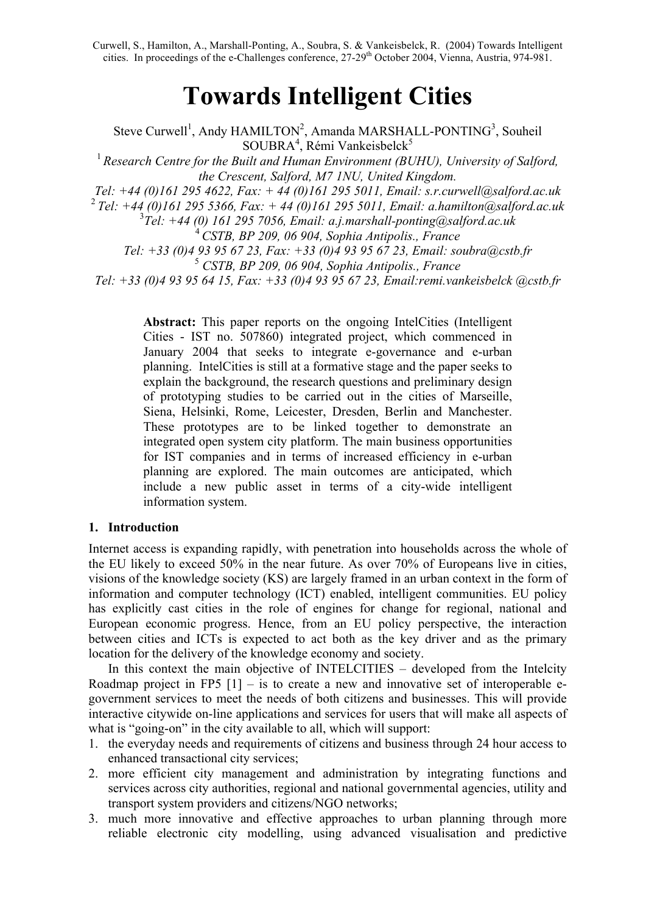Curwell, S., Hamilton, A., Marshall-Ponting, A., Soubra, S. & Vankeisbelck, R. (2004) Towards Intelligent cities. In proceedings of the e-Challenges conference, 27-29th October 2004, Vienna, Austria, 974-981.

# Towards Intelligent Cities

Steve Curwell[1], Andy HAMILTON[2], Amanda MARSHALL-PONTING[3], Souheil SOUBRA[4], Rémi Vankeisbelck[5]

[1] *Research Centre for the Built and Human Environment (BUHU), University of Salford, the Crescent, Salford, M7 1NU, United Kingdom.*
*Tel: +44 (0)161 295 4622, Fax: + 44 (0)161 295 5011, Email: s.r.curwell@salford.ac.uk*
[2] *Tel: +44 (0)161 295 5366, Fax: + 44 (0)161 295 5011, Email: a.hamilton@salford.ac.uk*
[3] *Tel: +44 (0) 161 295 7056, Email: a.j.marshall-ponting@salford.ac.uk*
[4] *CSTB, BP 209, 06 904, Sophia Antipolis., France*
*Tel: +33 (0)4 93 95 67 23, Fax: +33 (0)4 93 95 67 23, Email: soubra@cstb.fr*
[5] *CSTB, BP 209, 06 904, Sophia Antipolis., France*
*Tel: +33 (0)4 93 95 64 15, Fax: +33 (0)4 93 95 67 23, Email:remi.vankeisbelck @cstb.fr*

**Abstract:** This paper reports on the ongoing IntelCities (Intelligent Cities - IST no. 507860) integrated project, which commenced in January 2004 that seeks to integrate e-governance and e-urban planning. IntelCities is still at a formative stage and the paper seeks to explain the background, the research questions and preliminary design of prototyping studies to be carried out in the cities of Marseille, Siena, Helsinki, Rome, Leicester, Dresden, Berlin and Manchester. These prototypes are to be linked together to demonstrate an integrated open system city platform. The main business opportunities for IST companies and in terms of increased efficiency in e-urban planning are explored. The main outcomes are anticipated, which include a new public asset in terms of a city-wide intelligent information system.

## 1. Introduction

Internet access is expanding rapidly, with penetration into households across the whole of the EU likely to exceed 50% in the near future. As over 70% of Europeans live in cities, visions of the knowledge society (KS) are largely framed in an urban context in the form of information and computer technology (ICT) enabled, intelligent communities. EU policy has explicitly cast cities in the role of engines for change for regional, national and European economic progress. Hence, from an EU policy perspective, the interaction between cities and ICTs is expected to act both as the key driver and as the primary location for the delivery of the knowledge economy and society.

In this context the main objective of INTELCITIES – developed from the Intelcity Roadmap project in FP5 [1] – is to create a new and innovative set of interoperable e-government services to meet the needs of both citizens and businesses. This will provide interactive citywide on-line applications and services for users that will make all aspects of what is "going-on" in the city available to all, which will support:

1. the everyday needs and requirements of citizens and business through 24 hour access to enhanced transactional city services;
2. more efficient city management and administration by integrating functions and services across city authorities, regional and national governmental agencies, utility and transport system providers and citizens/NGO networks;
3. much more innovative and effective approaches to urban planning through more reliable electronic city modelling, using advanced visualisation and predictive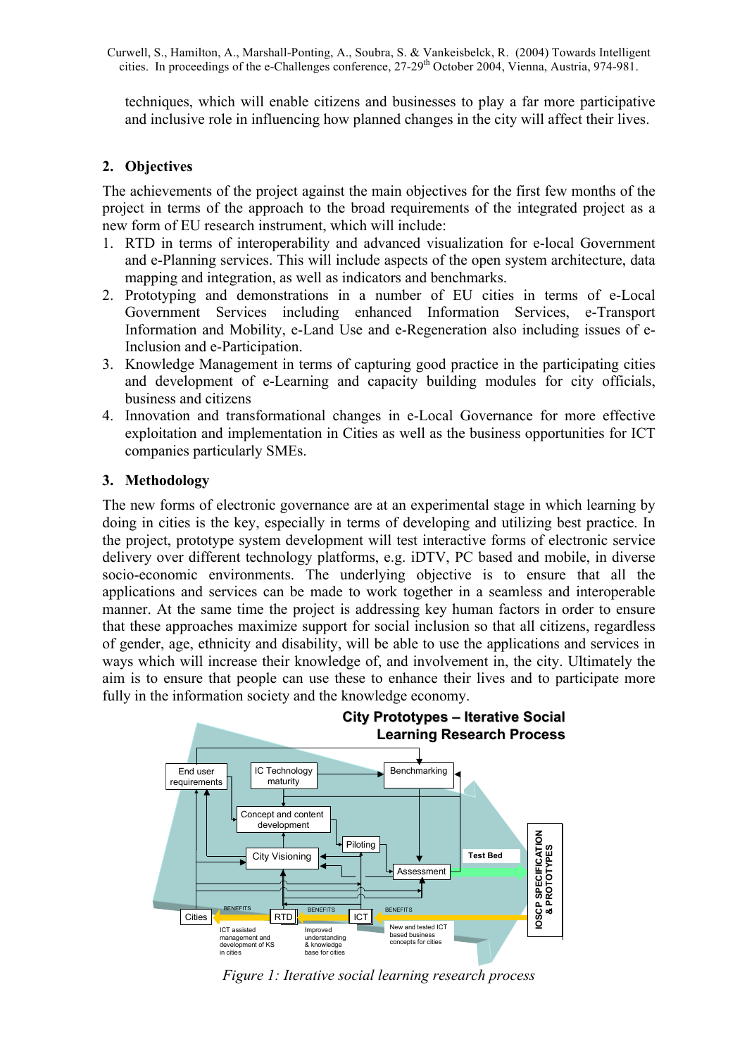techniques, which will enable citizens and businesses to play a far more participative and inclusive role in influencing how planned changes in the city will affect their lives.

## 2. Objectives

The achievements of the project against the main objectives for the first few months of the project in terms of the approach to the broad requirements of the integrated project as a new form of EU research instrument, which will include:

1. RTD in terms of interoperability and advanced visualization for e-local Government and e-Planning services. This will include aspects of the open system architecture, data mapping and integration, as well as indicators and benchmarks.
2. Prototyping and demonstrations in a number of EU cities in terms of e-Local Government Services including enhanced Information Services, e-Transport Information and Mobility, e-Land Use and e-Regeneration also including issues of e-Inclusion and e-Participation.
3. Knowledge Management in terms of capturing good practice in the participating cities and development of e-Learning and capacity building modules for city officials, business and citizens
4. Innovation and transformational changes in e-Local Governance for more effective exploitation and implementation in Cities as well as the business opportunities for ICT companies particularly SMEs.

## 3. Methodology

The new forms of electronic governance are at an experimental stage in which learning by doing in cities is the key, especially in terms of developing and utilizing best practice. In the project, prototype system development will test interactive forms of electronic service delivery over different technology platforms, e.g. iDTV, PC based and mobile, in diverse socio-economic environments. The underlying objective is to ensure that all the applications and services can be made to work together in a seamless and interoperable manner. At the same time the project is addressing key human factors in order to ensure that these approaches maximize support for social inclusion so that all citizens, regardless of gender, age, ethnicity and disability, will be able to use the applications and services in ways which will increase their knowledge of, and involvement in, the city. Ultimately the aim is to ensure that people can use these to enhance their lives and to participate more fully in the information society and the knowledge economy.

*Figure 1: Iterative social learning research process*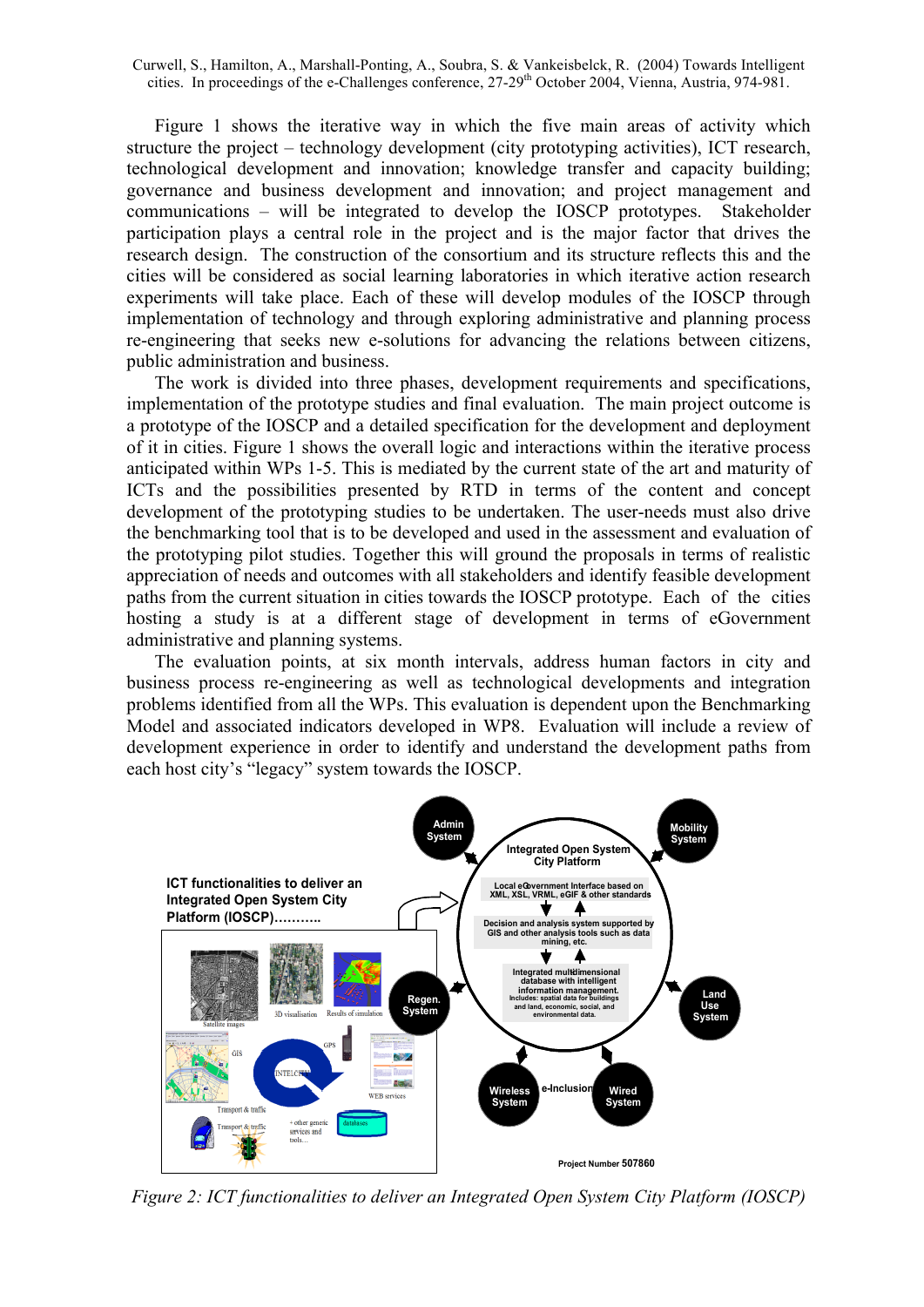Figure 1 shows the iterative way in which the five main areas of activity which structure the project – technology development (city prototyping activities), ICT research, technological development and innovation; knowledge transfer and capacity building; governance and business development and innovation; and project management and communications – will be integrated to develop the IOSCP prototypes. Stakeholder participation plays a central role in the project and is the major factor that drives the research design. The construction of the consortium and its structure reflects this and the cities will be considered as social learning laboratories in which iterative action research experiments will take place. Each of these will develop modules of the IOSCP through implementation of technology and through exploring administrative and planning process re-engineering that seeks new e-solutions for advancing the relations between citizens, public administration and business.

The work is divided into three phases, development requirements and specifications, implementation of the prototype studies and final evaluation. The main project outcome is a prototype of the IOSCP and a detailed specification for the development and deployment of it in cities. Figure 1 shows the overall logic and interactions within the iterative process anticipated within WPs 1-5. This is mediated by the current state of the art and maturity of ICTs and the possibilities presented by RTD in terms of the content and concept development of the prototyping studies to be undertaken. The user-needs must also drive the benchmarking tool that is to be developed and used in the assessment and evaluation of the prototyping pilot studies. Together this will ground the proposals in terms of realistic appreciation of needs and outcomes with all stakeholders and identify feasible development paths from the current situation in cities towards the IOSCP prototype. Each of the cities hosting a study is at a different stage of development in terms of eGovernment administrative and planning systems.

The evaluation points, at six month intervals, address human factors in city and business process re-engineering as well as technological developments and integration problems identified from all the WPs. This evaluation is dependent upon the Benchmarking Model and associated indicators developed in WP8. Evaluation will include a review of development experience in order to identify and understand the development paths from each host city's "legacy" system towards the IOSCP.

*Figure 2: ICT functionalities to deliver an Integrated Open System City Platform (IOSCP)*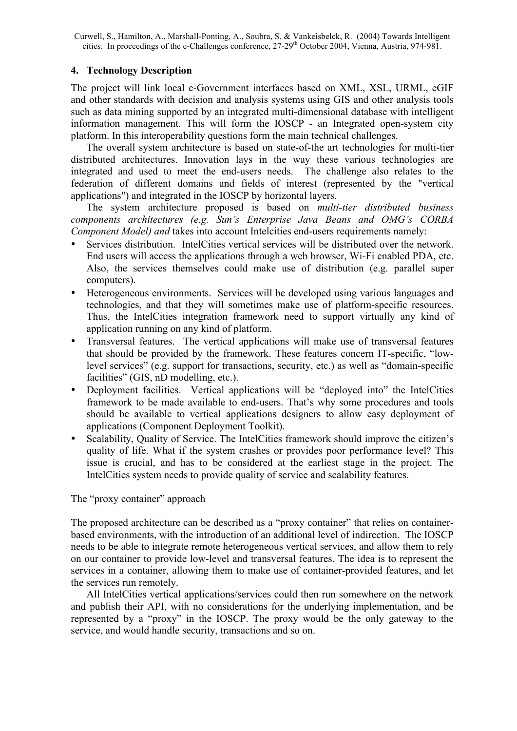## 4. Technology Description

The project will link local e-Government interfaces based on XML, XSL, URML, eGIF and other standards with decision and analysis systems using GIS and other analysis tools such as data mining supported by an integrated multi-dimensional database with intelligent information management. This will form the IOSCP - an Integrated open-system city platform. In this interoperability questions form the main technical challenges.

The overall system architecture is based on state-of-the art technologies for multi-tier distributed architectures. Innovation lays in the way these various technologies are integrated and used to meet the end-users needs. The challenge also relates to the federation of different domains and fields of interest (represented by the "vertical applications") and integrated in the IOSCP by horizontal layers.

The system architecture proposed is based on *multi-tier distributed business components architectures (e.g. Sun's Enterprise Java Beans and OMG's CORBA Component Model) and* takes into account Intelcities end-users requirements namely:

- Services distribution. IntelCities vertical services will be distributed over the network. End users will access the applications through a web browser, Wi-Fi enabled PDA, etc. Also, the services themselves could make use of distribution (e.g. parallel super computers).
- Heterogeneous environments. Services will be developed using various languages and technologies, and that they will sometimes make use of platform-specific resources. Thus, the IntelCities integration framework need to support virtually any kind of application running on any kind of platform.
- Transversal features. The vertical applications will make use of transversal features that should be provided by the framework. These features concern IT-specific, "low-level services" (e.g. support for transactions, security, etc.) as well as "domain-specific facilities" (GIS, nD modelling, etc.).
- Deployment facilities. Vertical applications will be "deployed into" the IntelCities framework to be made available to end-users. That's why some procedures and tools should be available to vertical applications designers to allow easy deployment of applications (Component Deployment Toolkit).
- Scalability, Quality of Service. The IntelCities framework should improve the citizen's quality of life. What if the system crashes or provides poor performance level? This issue is crucial, and has to be considered at the earliest stage in the project. The IntelCities system needs to provide quality of service and scalability features.

The "proxy container" approach

The proposed architecture can be described as a "proxy container" that relies on container-based environments, with the introduction of an additional level of indirection. The IOSCP needs to be able to integrate remote heterogeneous vertical services, and allow them to rely on our container to provide low-level and transversal features. The idea is to represent the services in a container, allowing them to make use of container-provided features, and let the services run remotely.

All IntelCities vertical applications/services could then run somewhere on the network and publish their API, with no considerations for the underlying implementation, and be represented by a "proxy" in the IOSCP. The proxy would be the only gateway to the service, and would handle security, transactions and so on.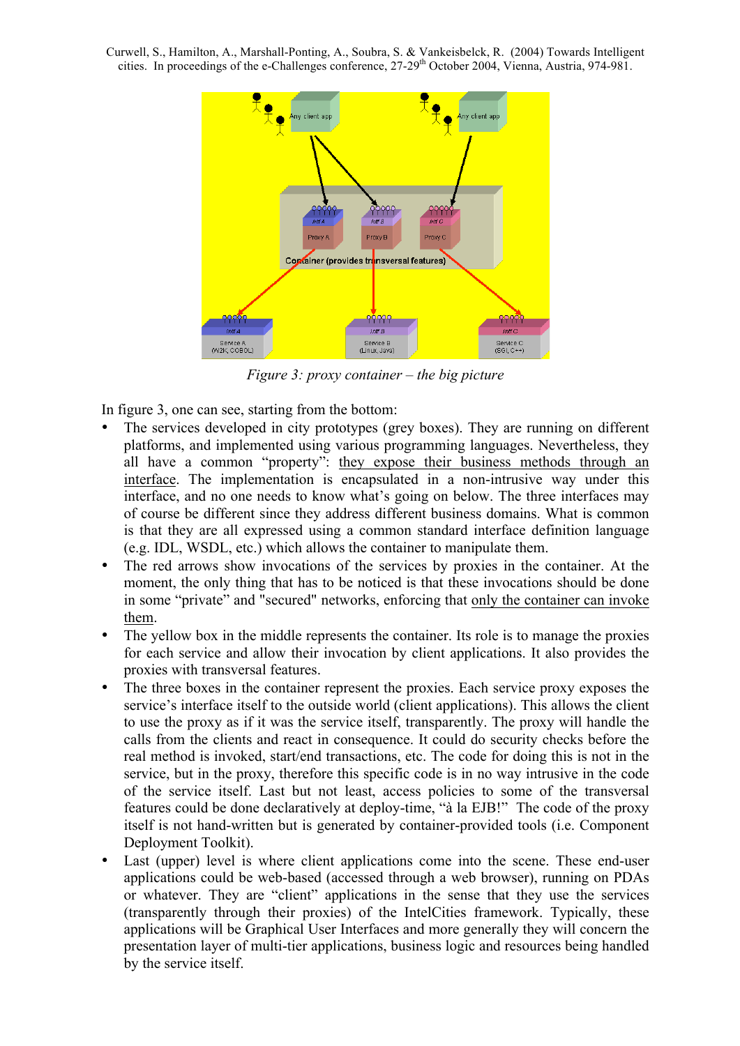*Figure 3: proxy container – the big picture*

In figure 3, one can see, starting from the bottom:

- The services developed in city prototypes (grey boxes). They are running on different platforms, and implemented using various programming languages. Nevertheless, they all have a common "property": they expose their business methods through an interface. The implementation is encapsulated in a non-intrusive way under this interface, and no one needs to know what's going on below. The three interfaces may of course be different since they address different business domains. What is common is that they are all expressed using a common standard interface definition language (e.g. IDL, WSDL, etc.) which allows the container to manipulate them.
- The red arrows show invocations of the services by proxies in the container. At the moment, the only thing that has to be noticed is that these invocations should be done in some "private" and "secured" networks, enforcing that only the container can invoke them.
- The yellow box in the middle represents the container. Its role is to manage the proxies for each service and allow their invocation by client applications. It also provides the proxies with transversal features.
- The three boxes in the container represent the proxies. Each service proxy exposes the service's interface itself to the outside world (client applications). This allows the client to use the proxy as if it was the service itself, transparently. The proxy will handle the calls from the clients and react in consequence. It could do security checks before the real method is invoked, start/end transactions, etc. The code for doing this is not in the service, but in the proxy, therefore this specific code is in no way intrusive in the code of the service itself. Last but not least, access policies to some of the transversal features could be done declaratively at deploy-time, "à la EJB!" The code of the proxy itself is not hand-written but is generated by container-provided tools (i.e. Component Deployment Toolkit).
- Last (upper) level is where client applications come into the scene. These end-user applications could be web-based (accessed through a web browser), running on PDAs or whatever. They are "client" applications in the sense that they use the services (transparently through their proxies) of the IntelCities framework. Typically, these applications will be Graphical User Interfaces and more generally they will concern the presentation layer of multi-tier applications, business logic and resources being handled by the service itself.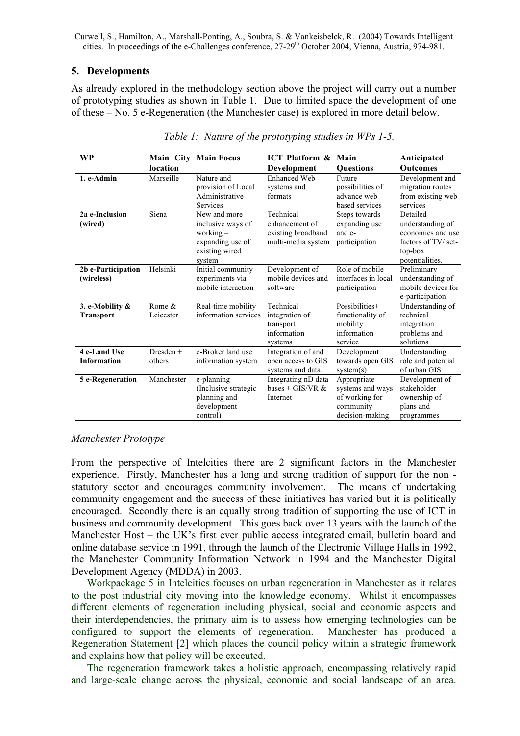## 5. Developments

As already explored in the methodology section above the project will carry out a number of prototyping studies as shown in Table 1. Due to limited space the development of one of these – No. 5 e-Regeneration (the Manchester case) is explored in more detail below.

*Table 1: Nature of the prototyping studies in WPs 1-5.*

| WP | Main City location | Main Focus | ICT Platform & Development | Main Questions | Anticipated Outcomes |
|---|---|---|---|---|---|
| **1. e-Admin** | Marseille | Nature and provision of Local Administrative Services | Enhanced Web systems and formats | Future possibilities of advance web based services | Development and migration routes from existing web services |
| **2a e-Inclusion (wired)** | Siena | New and more inclusive ways of working – expanding use of existing wired system | Technical enhancement of existing broadband multi-media system | Steps towards expanding use and e-participation | Detailed understanding of economics and use factors of TV/ set-top-box potentialities. |
| **2b e-Participation (wireless)** | Helsinki | Initial community experiments via mobile interaction | Development of mobile devices and software | Role of mobile interfaces in local participation | Preliminary understanding of mobile devices for e-participation |
| **3. e-Mobility & Transport** | Rome & Leicester | Real-time mobility information services | Technical integration of transport information systems | Possibilities+ functionality of mobility information service | Understanding of technical integration problems and solutions |
| **4 e-Land Use Information** | Dresden + others | e-Broker land use information system | Integration of and open access to GIS systems and data. | Development towards open GIS system(s) | Understanding role and potential of urban GIS |
| **5 e-Regeneration** | Manchester | e-planning (Inclusive strategic planning and development control) | Integrating nD data bases + GIS/VR & Internet | Appropriate systems and ways of working for community decision-making | Development of stakeholder ownership of plans and programmes |

*Manchester Prototype*

From the perspective of Intelcities there are 2 significant factors in the Manchester experience. Firstly, Manchester has a long and strong tradition of support for the non - statutory sector and encourages community involvement. The means of undertaking community engagement and the success of these initiatives has varied but it is politically encouraged. Secondly there is an equally strong tradition of supporting the use of ICT in business and community development. This goes back over 13 years with the launch of the Manchester Host – the UK's first ever public access integrated email, bulletin board and online database service in 1991, through the launch of the Electronic Village Halls in 1992, the Manchester Community Information Network in 1994 and the Manchester Digital Development Agency (MDDA) in 2003.

Workpackage 5 in Intelcities focuses on urban regeneration in Manchester as it relates to the post industrial city moving into the knowledge economy. Whilst it encompasses different elements of regeneration including physical, social and economic aspects and their interdependencies, the primary aim is to assess how emerging technologies can be configured to support the elements of regeneration. Manchester has produced a Regeneration Statement [2] which places the council policy within a strategic framework and explains how that policy will be executed.

The regeneration framework takes a holistic approach, encompassing relatively rapid and large-scale change across the physical, economic and social landscape of an area.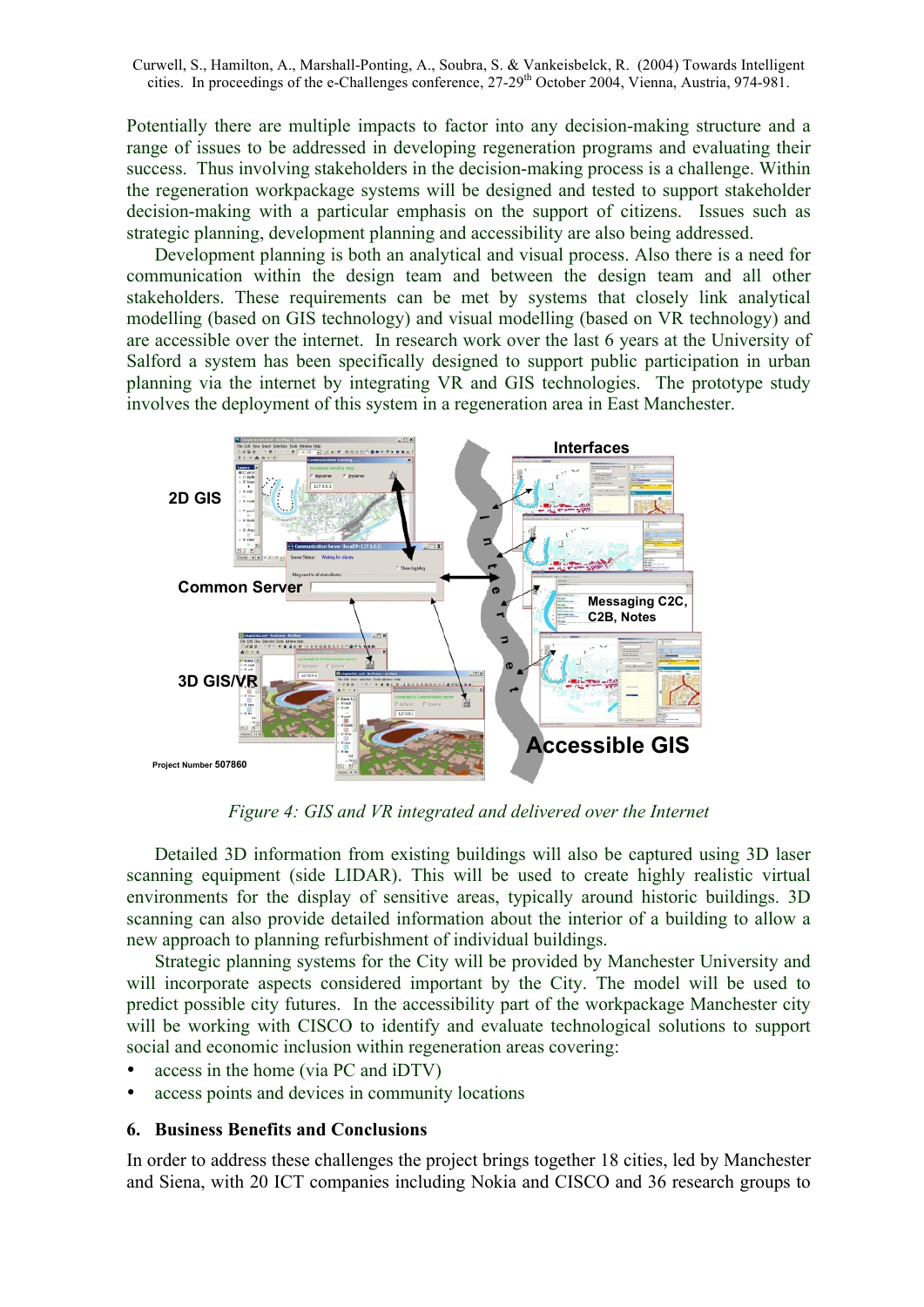Potentially there are multiple impacts to factor into any decision-making structure and a range of issues to be addressed in developing regeneration programs and evaluating their success. Thus involving stakeholders in the decision-making process is a challenge. Within the regeneration workpackage systems will be designed and tested to support stakeholder decision-making with a particular emphasis on the support of citizens. Issues such as strategic planning, development planning and accessibility are also being addressed.

Development planning is both an analytical and visual process. Also there is a need for communication within the design team and between the design team and all other stakeholders. These requirements can be met by systems that closely link analytical modelling (based on GIS technology) and visual modelling (based on VR technology) and are accessible over the internet. In research work over the last 6 years at the University of Salford a system has been specifically designed to support public participation in urban planning via the internet by integrating VR and GIS technologies. The prototype study involves the deployment of this system in a regeneration area in East Manchester.

*Figure 4: GIS and VR integrated and delivered over the Internet*

Detailed 3D information from existing buildings will also be captured using 3D laser scanning equipment (side LIDAR). This will be used to create highly realistic virtual environments for the display of sensitive areas, typically around historic buildings. 3D scanning can also provide detailed information about the interior of a building to allow a new approach to planning refurbishment of individual buildings.

Strategic planning systems for the City will be provided by Manchester University and will incorporate aspects considered important by the City. The model will be used to predict possible city futures. In the accessibility part of the workpackage Manchester city will be working with CISCO to identify and evaluate technological solutions to support social and economic inclusion within regeneration areas covering:

- access in the home (via PC and iDTV)
- access points and devices in community locations

## 6. Business Benefits and Conclusions

In order to address these challenges the project brings together 18 cities, led by Manchester and Siena, with 20 ICT companies including Nokia and CISCO and 36 research groups to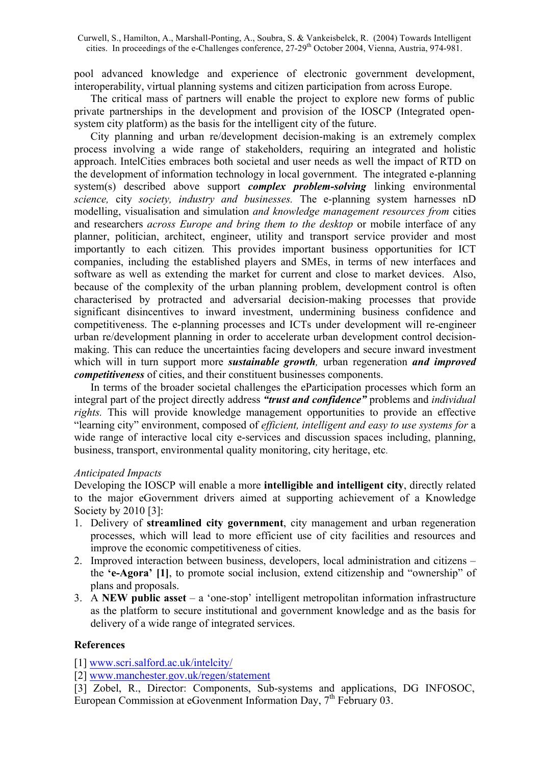pool advanced knowledge and experience of electronic government development, interoperability, virtual planning systems and citizen participation from across Europe.

The critical mass of partners will enable the project to explore new forms of public private partnerships in the development and provision of the IOSCP (Integrated open-system city platform) as the basis for the intelligent city of the future.

City planning and urban re/development decision-making is an extremely complex process involving a wide range of stakeholders, requiring an integrated and holistic approach. IntelCities embraces both societal and user needs as well the impact of RTD on the development of information technology in local government. The integrated e-planning system(s) described above support ***complex problem-solving*** linking environmental *science,* city *society, industry and businesses.* The e-planning system harnesses nD modelling, visualisation and simulation *and knowledge management resources from* cities and researchers *across Europe and bring them to the desktop* or mobile interface of any planner, politician, architect, engineer, utility and transport service provider and most importantly to each citizen*.* This provides important business opportunities for ICT companies, including the established players and SMEs, in terms of new interfaces and software as well as extending the market for current and close to market devices. Also, because of the complexity of the urban planning problem, development control is often characterised by protracted and adversarial decision-making processes that provide significant disincentives to inward investment, undermining business confidence and competitiveness. The e-planning processes and ICTs under development will re-engineer urban re/development planning in order to accelerate urban development control decision-making. This can reduce the uncertainties facing developers and secure inward investment which will in turn support more ***sustainable growth****,* urban regeneration ***and improved competitiveness*** of cities, and their constituent businesses components.

In terms of the broader societal challenges the eParticipation processes which form an integral part of the project directly address ***"trust and confidence"*** problems and *individual rights.* This will provide knowledge management opportunities to provide an effective "learning city" environment, composed of *efficient, intelligent and easy to use systems for* a wide range of interactive local city e-services and discussion spaces including, planning, business, transport, environmental quality monitoring, city heritage, etc.

*Anticipated Impacts*

Developing the IOSCP will enable a more **intelligible and intelligent city**, directly related to the major eGovernment drivers aimed at supporting achievement of a Knowledge Society by 2010 [3]:

1. Delivery of **streamlined city government**, city management and urban regeneration processes, which will lead to more efficient use of city facilities and resources and improve the economic competitiveness of cities.
2. Improved interaction between business, developers, local administration and citizens – the **'e-Agora' [1]**, to promote social inclusion, extend citizenship and "ownership" of plans and proposals.
3. A **NEW public asset** – a 'one-stop' intelligent metropolitan information infrastructure as the platform to secure institutional and government knowledge and as the basis for delivery of a wide range of integrated services.

## References

[1] www.scri.salford.ac.uk/intelcity/

[2] www.manchester.gov.uk/regen/statement

[3] Zobel, R., Director: Components, Sub-systems and applications, DG INFOSOC, European Commission at eGovenment Information Day, 7th February 03.